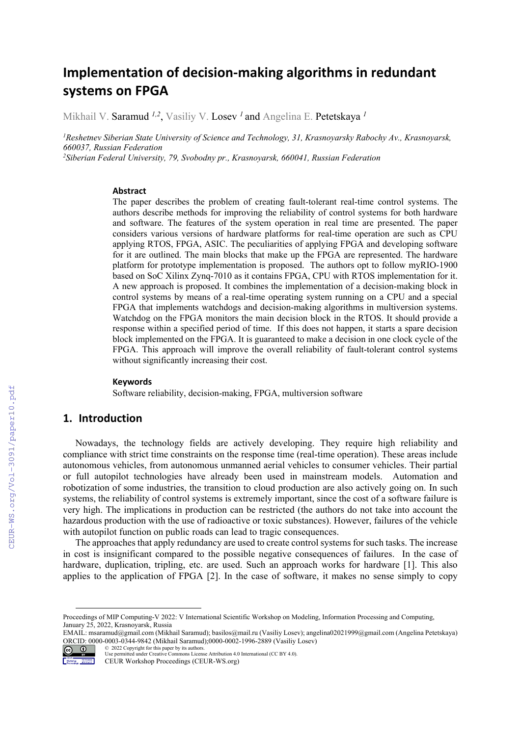# Implementation of decision-making algorithms in redundant systems on FPGA

Mikhail V. Saramud [1,2], Vasiliy V. Losev [1] and Angelina E. Petetskaya [1]

[1]Reshetnev Siberian State University of Science and Technology, 31, Krasnoyarsky Rabochy Av., Krasnoyarsk, 660037, Russian Federation
[2]Siberian Federal University, 79, Svobodny pr., Krasnoyarsk, 660041, Russian Federation

### Abstract

The paper describes the problem of creating fault-tolerant real-time control systems. The authors describe methods for improving the reliability of control systems for both hardware and software. The features of the system operation in real time are presented. The paper considers various versions of hardware platforms for real-time operation are such as CPU applying RTOS, FPGA, ASIC. The peculiarities of applying FPGA and developing software for it are outlined. The main blocks that make up the FPGA are represented. The hardware platform for prototype implementation is proposed. The authors opt to follow myRIO-1900 based on SoC Xilinx Zynq-7010 as it contains FPGA, CPU with RTOS implementation for it. A new approach is proposed. It combines the implementation of a decision-making block in control systems by means of a real-time operating system running on a CPU and a special FPGA that implements watchdogs and decision-making algorithms in multiversion systems. Watchdog on the FPGA monitors the main decision block in the RTOS. It should provide a response within a specified period of time. If this does not happen, it starts a spare decision block implemented on the FPGA. It is guaranteed to make a decision in one clock cycle of the FPGA. This approach will improve the overall reliability of fault-tolerant control systems without significantly increasing their cost.

### Keywords

Software reliability, decision-making, FPGA, multiversion software

## 1. Introduction

Nowadays, the technology fields are actively developing. They require high reliability and compliance with strict time constraints on the response time (real-time operation). These areas include autonomous vehicles, from autonomous unmanned aerial vehicles to consumer vehicles. Their partial or full autopilot technologies have already been used in mainstream models. Automation and robotization of some industries, the transition to cloud production are also actively going on. In such systems, the reliability of control systems is extremely important, since the cost of a software failure is very high. The implications in production can be restricted (the authors do not take into account the hazardous production with the use of radioactive or toxic substances). However, failures of the vehicle with autopilot function on public roads can lead to tragic consequences.

The approaches that apply redundancy are used to create control systems for such tasks. The increase in cost is insignificant compared to the possible negative consequences of failures. In the case of hardware, duplication, tripling, etc. are used. Such an approach works for hardware [1]. This also applies to the application of FPGA [2]. In the case of software, it makes no sense simply to copy

---

Proceedings of MIP Computing-V 2022: V International Scientific Workshop on Modeling, Information Processing and Computing, January 25, 2022, Krasnoyarsk, Russia
EMAIL: msaramud@gmail.com (Mikhail Saramud); basilos@mail.ru (Vasiliy Losev); angelina02021999@gmail.com (Angelina Petetskaya)
ORCID: 0000-0003-0344-9842 (Mikhail Saramud);0000-0002-1996-2889 (Vasiliy Losev)
© 2022 Copyright for this paper by its authors.
Use permitted under Creative Commons License Attribution 4.0 International (CC BY 4.0).
CEUR Workshop Proceedings (CEUR-WS.org)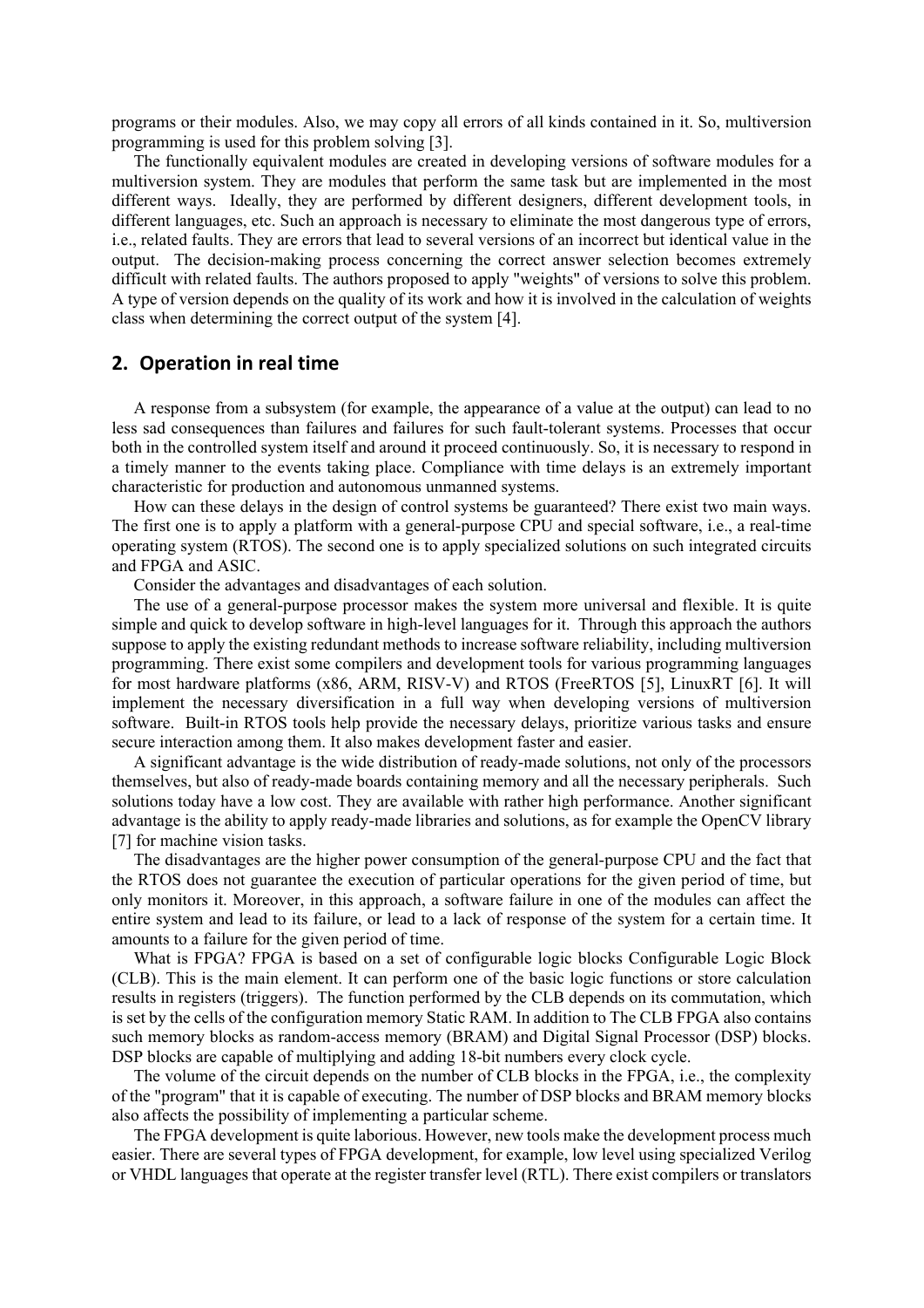programs or their modules. Also, we may copy all errors of all kinds contained in it. So, multiversion programming is used for this problem solving [3].

The functionally equivalent modules are created in developing versions of software modules for a multiversion system. They are modules that perform the same task but are implemented in the most different ways. Ideally, they are performed by different designers, different development tools, in different languages, etc. Such an approach is necessary to eliminate the most dangerous type of errors, i.e., related faults. They are errors that lead to several versions of an incorrect but identical value in the output. The decision-making process concerning the correct answer selection becomes extremely difficult with related faults. The authors proposed to apply "weights" of versions to solve this problem. A type of version depends on the quality of its work and how it is involved in the calculation of weights class when determining the correct output of the system [4].

## 2. Operation in real time

A response from a subsystem (for example, the appearance of a value at the output) can lead to no less sad consequences than failures and failures for such fault-tolerant systems. Processes that occur both in the controlled system itself and around it proceed continuously. So, it is necessary to respond in a timely manner to the events taking place. Compliance with time delays is an extremely important characteristic for production and autonomous unmanned systems.

How can these delays in the design of control systems be guaranteed? There exist two main ways. The first one is to apply a platform with a general-purpose CPU and special software, i.e., a real-time operating system (RTOS). The second one is to apply specialized solutions on such integrated circuits and FPGA and ASIC.

Consider the advantages and disadvantages of each solution.

The use of a general-purpose processor makes the system more universal and flexible. It is quite simple and quick to develop software in high-level languages for it. Through this approach the authors suppose to apply the existing redundant methods to increase software reliability, including multiversion programming. There exist some compilers and development tools for various programming languages for most hardware platforms (x86, ARM, RISV-V) and RTOS (FreeRTOS [5], LinuxRT [6]. It will implement the necessary diversification in a full way when developing versions of multiversion software. Built-in RTOS tools help provide the necessary delays, prioritize various tasks and ensure secure interaction among them. It also makes development faster and easier.

A significant advantage is the wide distribution of ready-made solutions, not only of the processors themselves, but also of ready-made boards containing memory and all the necessary peripherals. Such solutions today have a low cost. They are available with rather high performance. Another significant advantage is the ability to apply ready-made libraries and solutions, as for example the OpenCV library [7] for machine vision tasks.

The disadvantages are the higher power consumption of the general-purpose CPU and the fact that the RTOS does not guarantee the execution of particular operations for the given period of time, but only monitors it. Moreover, in this approach, a software failure in one of the modules can affect the entire system and lead to its failure, or lead to a lack of response of the system for a certain time. It amounts to a failure for the given period of time.

What is FPGA? FPGA is based on a set of configurable logic blocks Configurable Logic Block (CLB). This is the main element. It can perform one of the basic logic functions or store calculation results in registers (triggers). The function performed by the CLB depends on its commutation, which is set by the cells of the configuration memory Static RAM. In addition to The CLB FPGA also contains such memory blocks as random-access memory (BRAM) and Digital Signal Processor (DSP) blocks. DSP blocks are capable of multiplying and adding 18-bit numbers every clock cycle.

The volume of the circuit depends on the number of CLB blocks in the FPGA, i.e., the complexity of the "program" that it is capable of executing. The number of DSP blocks and BRAM memory blocks also affects the possibility of implementing a particular scheme.

The FPGA development is quite laborious. However, new tools make the development process much easier. There are several types of FPGA development, for example, low level using specialized Verilog or VHDL languages that operate at the register transfer level (RTL). There exist compilers or translators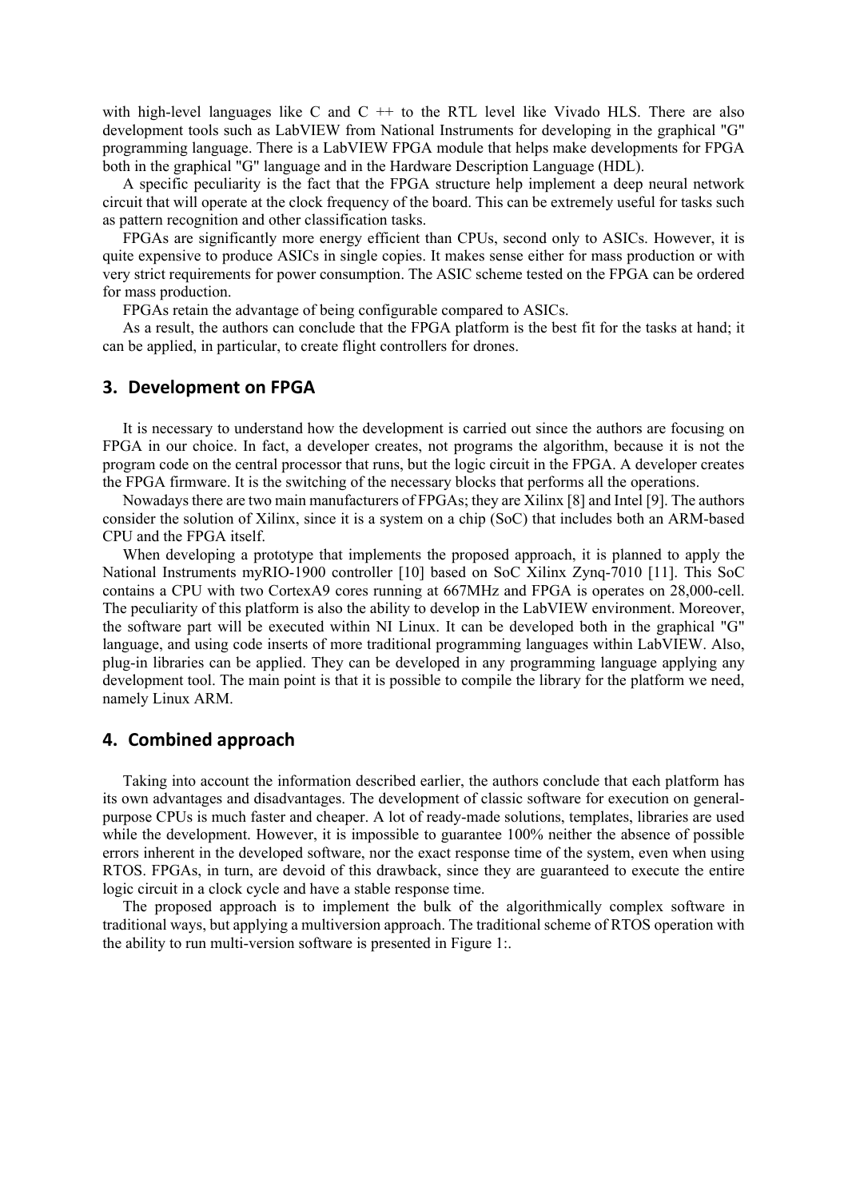with high-level languages like C and C ++ to the RTL level like Vivado HLS. There are also development tools such as LabVIEW from National Instruments for developing in the graphical "G" programming language. There is a LabVIEW FPGA module that helps make developments for FPGA both in the graphical "G" language and in the Hardware Description Language (HDL).

A specific peculiarity is the fact that the FPGA structure help implement a deep neural network circuit that will operate at the clock frequency of the board. This can be extremely useful for tasks such as pattern recognition and other classification tasks.

FPGAs are significantly more energy efficient than CPUs, second only to ASICs. However, it is quite expensive to produce ASICs in single copies. It makes sense either for mass production or with very strict requirements for power consumption. The ASIC scheme tested on the FPGA can be ordered for mass production.

FPGAs retain the advantage of being configurable compared to ASICs.

As a result, the authors can conclude that the FPGA platform is the best fit for the tasks at hand; it can be applied, in particular, to create flight controllers for drones.

## 3. Development on FPGA

It is necessary to understand how the development is carried out since the authors are focusing on FPGA in our choice. In fact, a developer creates, not programs the algorithm, because it is not the program code on the central processor that runs, but the logic circuit in the FPGA. A developer creates the FPGA firmware. It is the switching of the necessary blocks that performs all the operations.

Nowadays there are two main manufacturers of FPGAs; they are Xilinx [8] and Intel [9]. The authors consider the solution of Xilinx, since it is a system on a chip (SoC) that includes both an ARM-based CPU and the FPGA itself.

When developing a prototype that implements the proposed approach, it is planned to apply the National Instruments myRIO-1900 controller [10] based on SoC Xilinx Zynq-7010 [11]. This SoC contains a CPU with two CortexA9 cores running at 667MHz and FPGA is operates on 28,000-cell. The peculiarity of this platform is also the ability to develop in the LabVIEW environment. Moreover, the software part will be executed within NI Linux. It can be developed both in the graphical "G" language, and using code inserts of more traditional programming languages within LabVIEW. Also, plug-in libraries can be applied. They can be developed in any programming language applying any development tool. The main point is that it is possible to compile the library for the platform we need, namely Linux ARM.

## 4. Combined approach

Taking into account the information described earlier, the authors conclude that each platform has its own advantages and disadvantages. The development of classic software for execution on general-purpose CPUs is much faster and cheaper. A lot of ready-made solutions, templates, libraries are used while the development. However, it is impossible to guarantee 100% neither the absence of possible errors inherent in the developed software, nor the exact response time of the system, even when using RTOS. FPGAs, in turn, are devoid of this drawback, since they are guaranteed to execute the entire logic circuit in a clock cycle and have a stable response time.

The proposed approach is to implement the bulk of the algorithmically complex software in traditional ways, but applying a multiversion approach. The traditional scheme of RTOS operation with the ability to run multi-version software is presented in Figure 1:.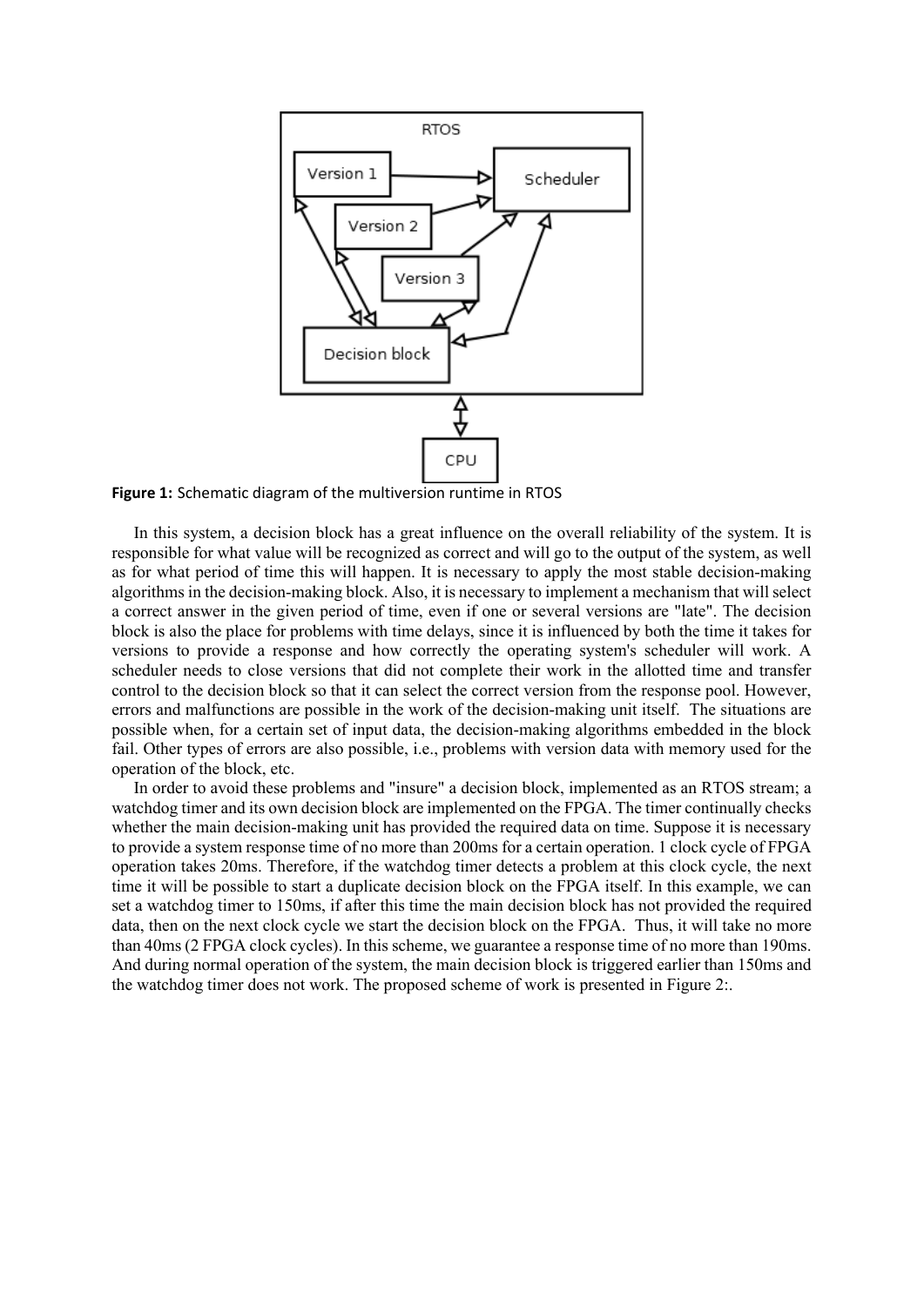**Figure 1:** Schematic diagram of the multiversion runtime in RTOS

In this system, a decision block has a great influence on the overall reliability of the system. It is responsible for what value will be recognized as correct and will go to the output of the system, as well as for what period of time this will happen. It is necessary to apply the most stable decision-making algorithms in the decision-making block. Also, it is necessary to implement a mechanism that will select a correct answer in the given period of time, even if one or several versions are "late". The decision block is also the place for problems with time delays, since it is influenced by both the time it takes for versions to provide a response and how correctly the operating system's scheduler will work. A scheduler needs to close versions that did not complete their work in the allotted time and transfer control to the decision block so that it can select the correct version from the response pool. However, errors and malfunctions are possible in the work of the decision-making unit itself. The situations are possible when, for a certain set of input data, the decision-making algorithms embedded in the block fail. Other types of errors are also possible, i.e., problems with version data with memory used for the operation of the block, etc.

In order to avoid these problems and "insure" a decision block, implemented as an RTOS stream; a watchdog timer and its own decision block are implemented on the FPGA. The timer continually checks whether the main decision-making unit has provided the required data on time. Suppose it is necessary to provide a system response time of no more than 200ms for a certain operation. 1 clock cycle of FPGA operation takes 20ms. Therefore, if the watchdog timer detects a problem at this clock cycle, the next time it will be possible to start a duplicate decision block on the FPGA itself. In this example, we can set a watchdog timer to 150ms, if after this time the main decision block has not provided the required data, then on the next clock cycle we start the decision block on the FPGA. Thus, it will take no more than 40ms (2 FPGA clock cycles). In this scheme, we guarantee a response time of no more than 190ms. And during normal operation of the system, the main decision block is triggered earlier than 150ms and the watchdog timer does not work. The proposed scheme of work is presented in Figure 2:.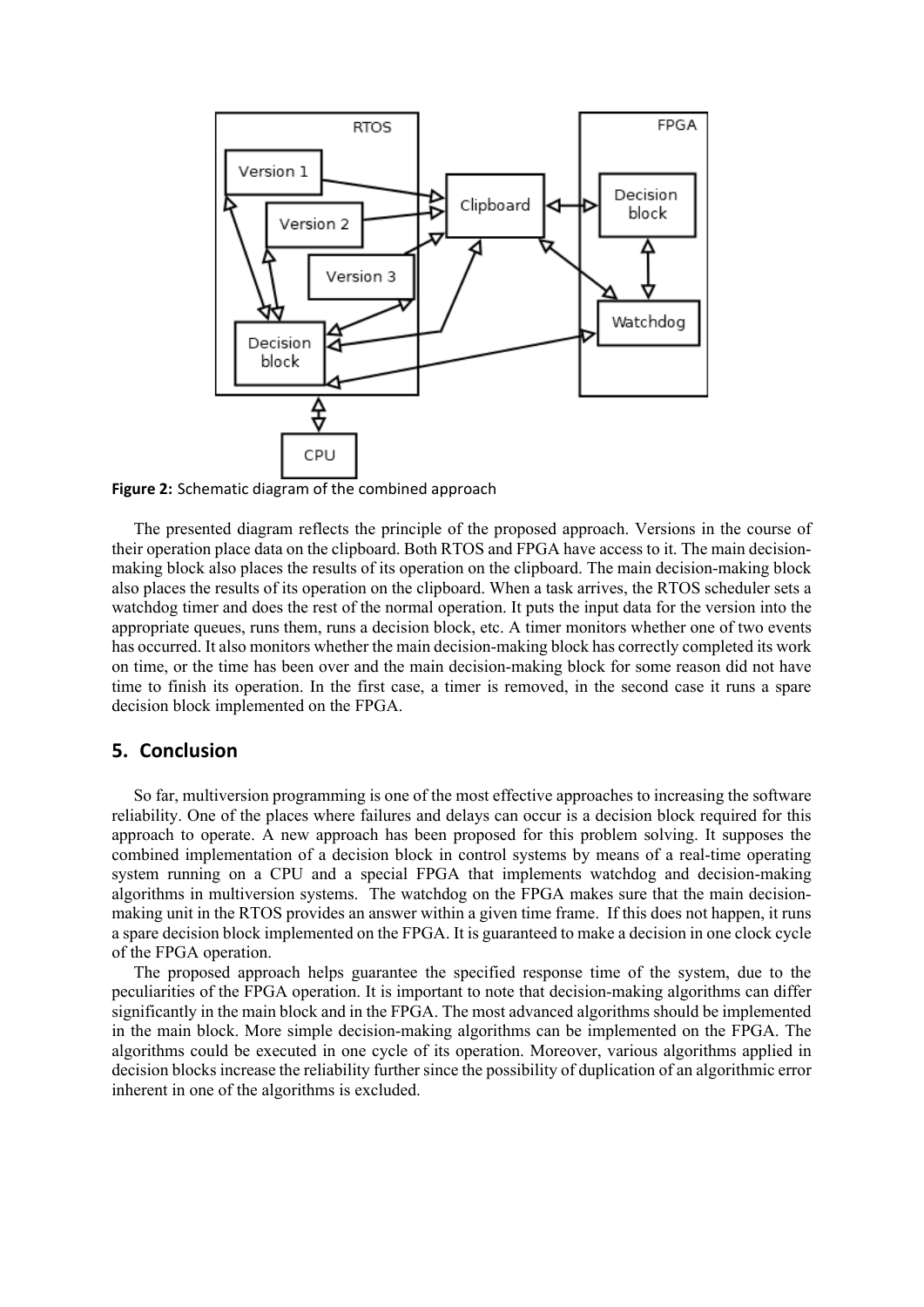**Figure 2:** Schematic diagram of the combined approach

The presented diagram reflects the principle of the proposed approach. Versions in the course of their operation place data on the clipboard. Both RTOS and FPGA have access to it. The main decision-making block also places the results of its operation on the clipboard. The main decision-making block also places the results of its operation on the clipboard. When a task arrives, the RTOS scheduler sets a watchdog timer and does the rest of the normal operation. It puts the input data for the version into the appropriate queues, runs them, runs a decision block, etc. A timer monitors whether one of two events has occurred. It also monitors whether the main decision-making block has correctly completed its work on time, or the time has been over and the main decision-making block for some reason did not have time to finish its operation. In the first case, a timer is removed, in the second case it runs a spare decision block implemented on the FPGA.

## 5. Conclusion

So far, multiversion programming is one of the most effective approaches to increasing the software reliability. One of the places where failures and delays can occur is a decision block required for this approach to operate. A new approach has been proposed for this problem solving. It supposes the combined implementation of a decision block in control systems by means of a real-time operating system running on a CPU and a special FPGA that implements watchdog and decision-making algorithms in multiversion systems. The watchdog on the FPGA makes sure that the main decision-making unit in the RTOS provides an answer within a given time frame. If this does not happen, it runs a spare decision block implemented on the FPGA. It is guaranteed to make a decision in one clock cycle of the FPGA operation.

The proposed approach helps guarantee the specified response time of the system, due to the peculiarities of the FPGA operation. It is important to note that decision-making algorithms can differ significantly in the main block and in the FPGA. The most advanced algorithms should be implemented in the main block. More simple decision-making algorithms can be implemented on the FPGA. The algorithms could be executed in one cycle of its operation. Moreover, various algorithms applied in decision blocks increase the reliability further since the possibility of duplication of an algorithmic error inherent in one of the algorithms is excluded.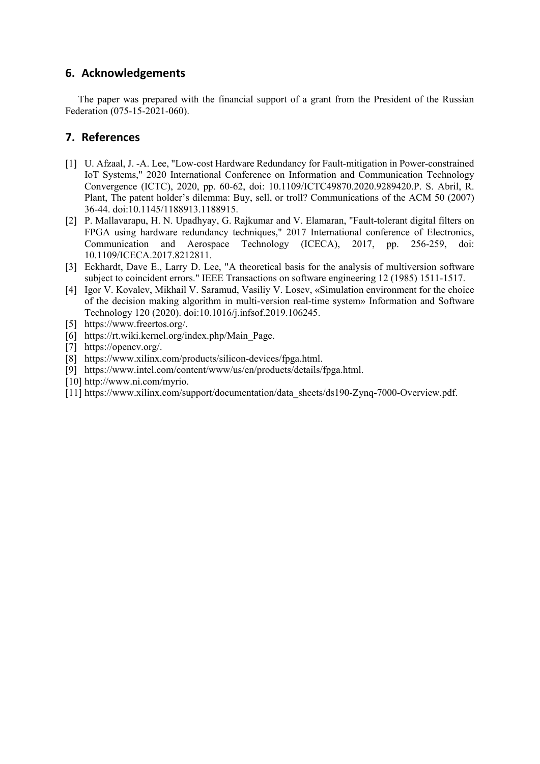## 6. Acknowledgements

The paper was prepared with the financial support of a grant from the President of the Russian Federation (075-15-2021-060).

## 7. References

[1] U. Afzaal, J. -A. Lee, "Low-cost Hardware Redundancy for Fault-mitigation in Power-constrained IoT Systems," 2020 International Conference on Information and Communication Technology Convergence (ICTC), 2020, pp. 60-62, doi: 10.1109/ICTC49870.2020.9289420.P. S. Abril, R. Plant, The patent holder's dilemma: Buy, sell, or troll? Communications of the ACM 50 (2007) 36-44. doi:10.1145/1188913.1188915.

[2] P. Mallavarapu, H. N. Upadhyay, G. Rajkumar and V. Elamaran, "Fault-tolerant digital filters on FPGA using hardware redundancy techniques," 2017 International conference of Electronics, Communication and Aerospace Technology (ICECA), 2017, pp. 256-259, doi: 10.1109/ICECA.2017.8212811.

[3] Eckhardt, Dave E., Larry D. Lee, "A theoretical basis for the analysis of multiversion software subject to coincident errors." IEEE Transactions on software engineering 12 (1985) 1511-1517.

[4] Igor V. Kovalev, Mikhail V. Saramud, Vasiliy V. Losev, «Simulation environment for the choice of the decision making algorithm in multi-version real-time system» Information and Software Technology 120 (2020). doi:10.1016/j.infsof.2019.106245.

[5] https://www.freertos.org/.

[6] https://rt.wiki.kernel.org/index.php/Main_Page.

[7] https://opencv.org/.

[8] https://www.xilinx.com/products/silicon-devices/fpga.html.

[9] https://www.intel.com/content/www/us/en/products/details/fpga.html.

[10] http://www.ni.com/myrio.

[11] https://www.xilinx.com/support/documentation/data_sheets/ds190-Zynq-7000-Overview.pdf.